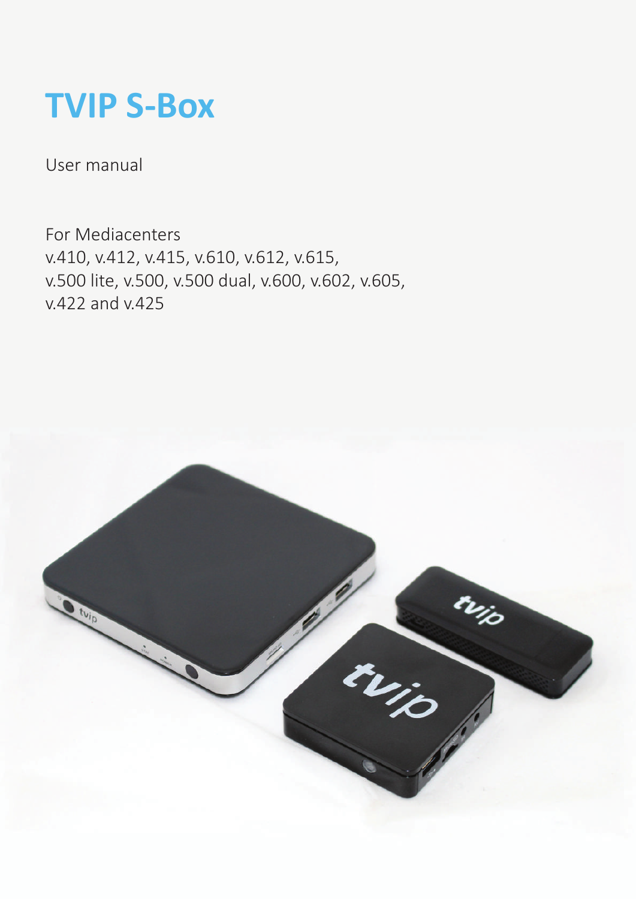# TVIP S-Box

User manual

For Mediacenters
v.410, v.412, v.415, v.610, v.612, v.615,
v.500 lite, v.500, v.500 dual, v.600, v.602, v.605,
v.422 and v.425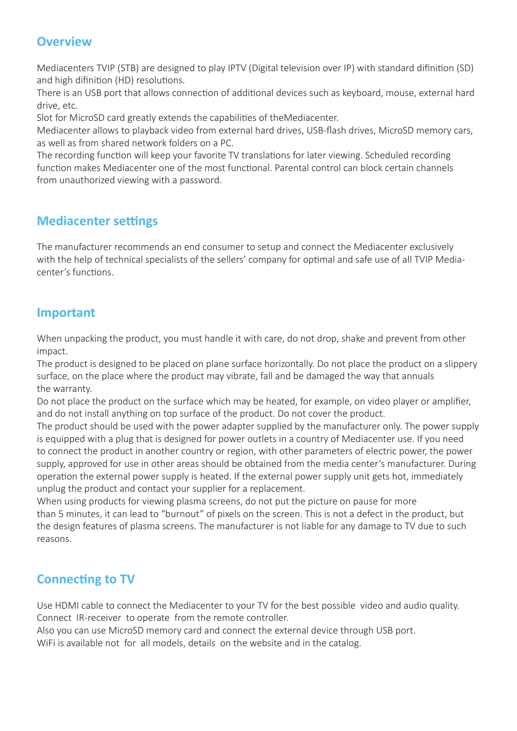## Overview

Mediacenters TVIP (STB) are designed to play IPTV (Digital television over IP) with standard difinition (SD) and high difinition (HD) resolutions.
There is an USB port that allows connection of additional devices such as keyboard, mouse, external hard drive, etc.
Slot for MicroSD card greatly extends the capabilities of theMediacenter.
Mediacenter allows to playback video from external hard drives, USB-flash drives, MicroSD memory cars, as well as from shared network folders on a PC.
The recording function will keep your favorite TV translations for later viewing. Scheduled recording function makes Mediacenter one of the most functional. Parental control can block certain channels from unauthorized viewing with a password.

## Mediacenter settings

The manufacturer recommends an end consumer to setup and connect the Mediacenter exclusively with the help of technical specialists of the sellers' company for optimal and safe use of all TVIP Mediacenter's functions.

## Important

When unpacking the product, you must handle it with care, do not drop, shake and prevent from other impact.
The product is designed to be placed on plane surface horizontally. Do not place the product on a slippery surface, on the place where the product may vibrate, fall and be damaged the way that annuals the warranty.
Do not place the product on the surface which may be heated, for example, on video player or amplifier, and do not install anything on top surface of the product. Do not cover the product.
The product should be used with the power adapter supplied by the manufacturer only. The power supply is equipped with a plug that is designed for power outlets in a country of Mediacenter use. If you need to connect the product in another country or region, with other parameters of electric power, the power supply, approved for use in other areas should be obtained from the media center's manufacturer. During operation the external power supply is heated. If the external power supply unit gets hot, immediately unplug the product and contact your supplier for a replacement.
When using products for viewing plasma screens, do not put the picture on pause for more than 5 minutes, it can lead to "burnout" of pixels on the screen. This is not a defect in the product, but the design features of plasma screens. The manufacturer is not liable for any damage to TV due to such reasons.

## Connecting to TV

Use HDMI cable to connect the Mediacenter to your TV for the best possible video and audio quality.
Connect IR-receiver to operate from the remote controller.
Also you can use MicroSD memory card and connect the external device through USB port.
WiFi is available not for all models, details on the website and in the catalog.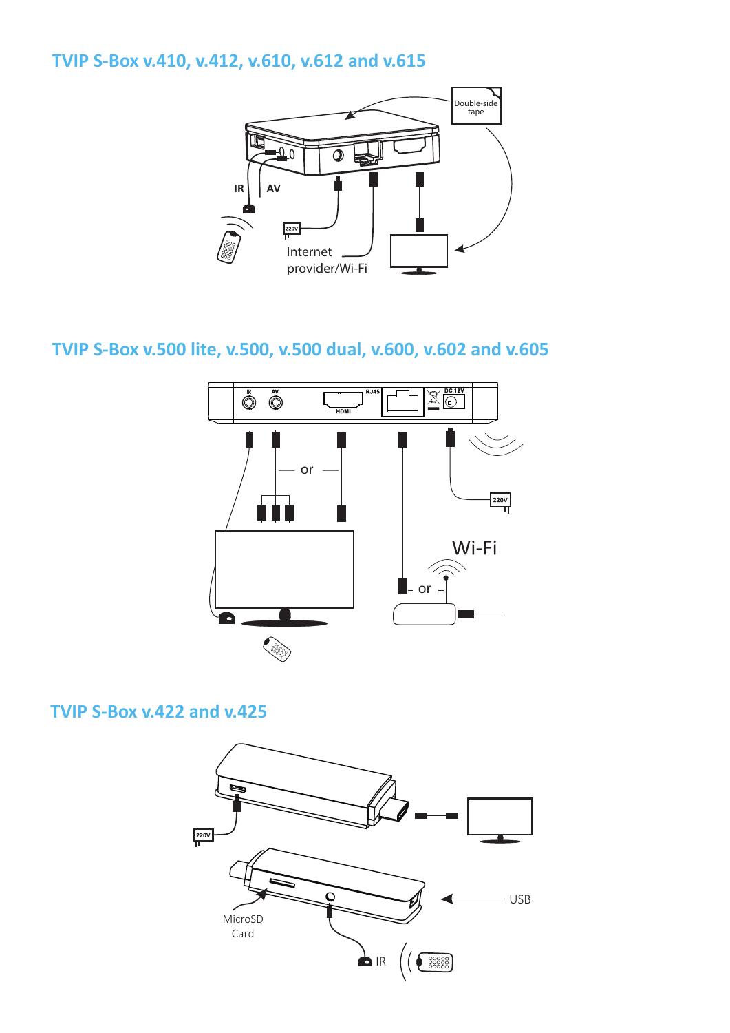## TVIP S-Box v.410, v.412, v.610, v.612 and v.615

Double-side tape

IR AV

220V

Internet provider/Wi-Fi

## TVIP S-Box v.500 lite, v.500, v.500 dual, v.600, v.602 and v.605

IR AV HDMI RJ45 DC 12V

or

220V

Wi-Fi

or

## TVIP S-Box v.422 and v.425

220V

USB

MicroSD Card

IR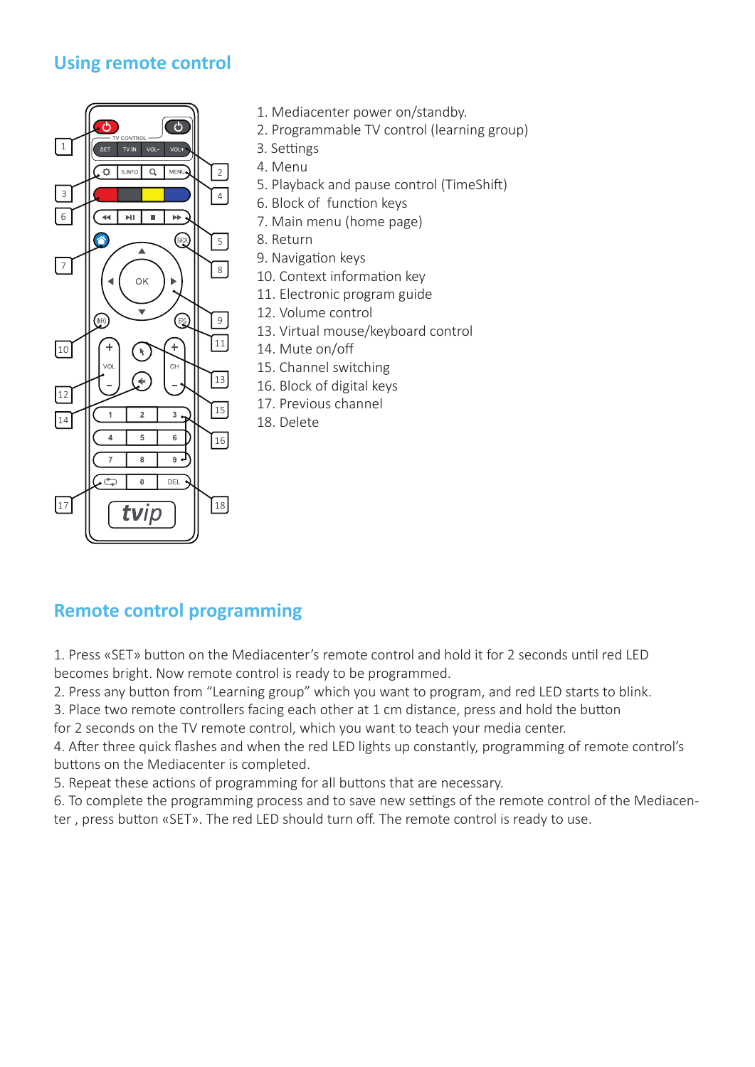## Using remote control

1. Mediacenter power on/standby.
2. Programmable TV control (learning group)
3. Settings
4. Menu
5. Playback and pause control (TimeShift)
6. Block of function keys
7. Main menu (home page)
8. Return
9. Navigation keys
10. Context information key
11. Electronic program guide
12. Volume control
13. Virtual mouse/keyboard control
14. Mute on/off
15. Channel switching
16. Block of digital keys
17. Previous channel
18. Delete

## Remote control programming

1. Press «SET» button on the Mediacenter's remote control and hold it for 2 seconds until red LED becomes bright. Now remote control is ready to be programmed.
2. Press any button from "Learning group" which you want to program, and red LED starts to blink.
3. Place two remote controllers facing each other at 1 cm distance, press and hold the button for 2 seconds on the TV remote control, which you want to teach your media center.
4. After three quick flashes and when the red LED lights up constantly, programming of remote control's buttons on the Mediacenter is completed.
5. Repeat these actions of programming for all buttons that are necessary.
6. To complete the programming process and to save new settings of the remote control of the Mediacenter , press button «SET». The red LED should turn off. The remote control is ready to use.